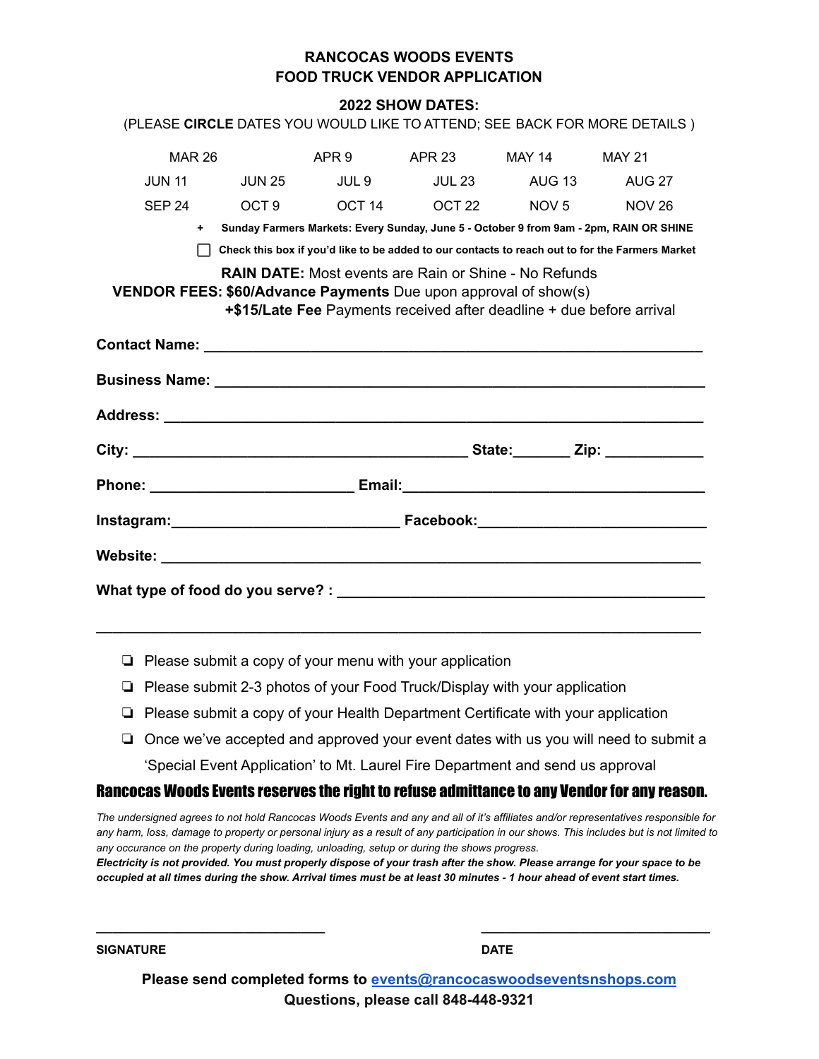# RANCOCAS WOODS EVENTS
# FOOD TRUCK VENDOR APPLICATION

## 2022 SHOW DATES:

(PLEASE **CIRCLE** DATES YOU WOULD LIKE TO ATTEND; SEE BACK FOR MORE DETAILS )

| | | | | | |
|---|---|---|---|---|---|
| MAR 26 | | APR 9 | APR 23 | MAY 14 | MAY 21 |
| JUN 11 | JUN 25 | JUL 9 | JUL 23 | AUG 13 | AUG 27 |
| SEP 24 | OCT 9 | OCT 14 | OCT 22 | NOV 5 | NOV 26 |

- **Sunday Farmers Markets: Every Sunday, June 5 - October 9 from 9am - 2pm, RAIN OR SHINE**

☐ **Check this box if you'd like to be added to our contacts to reach out to for the Farmers Market**

**RAIN DATE:** Most events are Rain or Shine - No Refunds

**VENDOR FEES: $60/Advance Payments** Due upon approval of show(s)

**+$15/Late Fee** Payments received after deadline + due before arrival

**Contact Name:** ____________________________________________

**Business Name:** ____________________________________________

**Address:** ____________________________________________

**City:** ______________________________ **State:**_______ **Zip:** ____________

**Phone:** ________________________ **Email:**______________________________

**Instagram:**__________________________ **Facebook:**__________________________

**Website:** ____________________________________________

**What type of food do you serve? :** ____________________________________________

____________________________________________

- ❏ Please submit a copy of your menu with your application
- ❏ Please submit 2-3 photos of your Food Truck/Display with your application
- ❏ Please submit a copy of your Health Department Certificate with your application
- ❏ Once we've accepted and approved your event dates with us you will need to submit a 'Special Event Application' to Mt. Laurel Fire Department and send us approval

**Rancocas Woods Events reserves the right to refuse admittance to any Vendor for any reason.**

*The undersigned agrees to not hold Rancocas Woods Events and any and all of it's affiliates and/or representatives responsible for any harm, loss, damage to property or personal injury as a result of any participation in our shows. This includes but is not limited to any occurance on the property during loading, unloading, setup or during the shows progress.*

***Electricity is not provided. You must properly dispose of your trash after the show. Please arrange for your space to be occupied at all times during the show. Arrival times must be at least 30 minutes - 1 hour ahead of event start times.***

______________________________ ______________________________

**SIGNATURE** **DATE**

**Please send completed forms to [events@rancocaswoodseventsnshops.com](mailto:events@rancocaswoodseventsnshops.com)**

**Questions, please call 848-448-9321**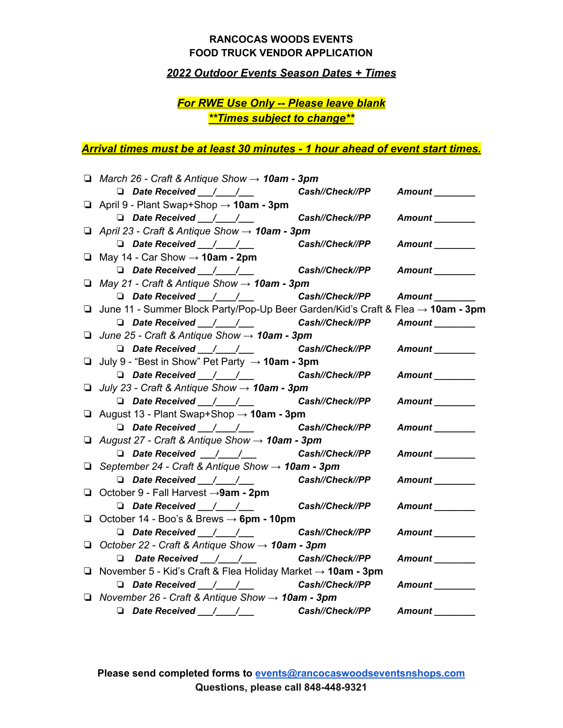**RANCOCAS WOODS EVENTS**
**FOOD TRUCK VENDOR APPLICATION**

***2022 Outdoor Events Season Dates + Times***

***For RWE Use Only -- Please leave blank***
***\*\*Times subject to change\*\****

***Arrival times must be at least 30 minutes - 1 hour ahead of event start times.***

- ❏ *March 26 - Craft & Antique Show → **10am - 3pm***
  - ❏ ***Date Received \_\_\_/\_\_\_\_/\_\_\_*** ***Cash//Check//PP*** ***Amount \_\_\_\_\_\_\_\_***
- ❏ April 9 - Plant Swap+Shop → **10am - 3pm**
  - ❏ ***Date Received \_\_\_/\_\_\_\_/\_\_\_*** ***Cash//Check//PP*** ***Amount \_\_\_\_\_\_\_\_***
- ❏ *April 23 - Craft & Antique Show → **10am - 3pm***
  - ❏ ***Date Received \_\_\_/\_\_\_\_/\_\_\_*** ***Cash//Check//PP*** ***Amount \_\_\_\_\_\_\_\_***
- ❏ May 14 - Car Show → **10am - 2pm**
  - ❏ ***Date Received \_\_\_/\_\_\_\_/\_\_\_*** ***Cash//Check//PP*** ***Amount \_\_\_\_\_\_\_\_***
- ❏ *May 21 - Craft & Antique Show → **10am - 3pm***
  - ❏ ***Date Received \_\_\_/\_\_\_\_/\_\_\_*** ***Cash//Check//PP*** ***Amount \_\_\_\_\_\_\_\_***
- ❏ June 11 - Summer Block Party/Pop-Up Beer Garden/Kid's Craft & Flea → **10am - 3pm**
  - ❏ ***Date Received \_\_\_/\_\_\_\_/\_\_\_*** ***Cash//Check//PP*** ***Amount \_\_\_\_\_\_\_\_***
- ❏ *June 25 - Craft & Antique Show → **10am - 3pm***
  - ❏ ***Date Received \_\_\_/\_\_\_\_/\_\_\_*** ***Cash//Check//PP*** ***Amount \_\_\_\_\_\_\_\_***
- ❏ July 9 - "Best in Show" Pet Party → **10am - 3pm**
  - ❏ ***Date Received \_\_\_/\_\_\_\_/\_\_\_*** ***Cash//Check//PP*** ***Amount \_\_\_\_\_\_\_\_***
- ❏ *July 23 - Craft & Antique Show → **10am - 3pm***
  - ❏ ***Date Received \_\_\_/\_\_\_\_/\_\_\_*** ***Cash//Check//PP*** ***Amount \_\_\_\_\_\_\_\_***
- ❏ August 13 - Plant Swap+Shop → **10am - 3pm**
  - ❏ ***Date Received \_\_\_/\_\_\_\_/\_\_\_*** ***Cash//Check//PP*** ***Amount \_\_\_\_\_\_\_\_***
- ❏ *August 27 - Craft & Antique Show → **10am - 3pm***
  - ❏ ***Date Received \_\_\_/\_\_\_\_/\_\_\_*** ***Cash//Check//PP*** ***Amount \_\_\_\_\_\_\_\_***
- ❏ *September 24 - Craft & Antique Show → **10am - 3pm***
  - ❏ ***Date Received \_\_\_/\_\_\_\_/\_\_\_*** ***Cash//Check//PP*** ***Amount \_\_\_\_\_\_\_\_***
- ❏ October 9 - Fall Harvest →**9am - 2pm**
  - ❏ ***Date Received \_\_\_/\_\_\_\_/\_\_\_*** ***Cash//Check//PP*** ***Amount \_\_\_\_\_\_\_\_***
- ❏ October 14 - Boo's & Brews → **6pm - 10pm**
  - ❏ ***Date Received \_\_\_/\_\_\_\_/\_\_\_*** ***Cash//Check//PP*** ***Amount \_\_\_\_\_\_\_\_***
- ❏ *October 22 - Craft & Antique Show → **10am - 3pm***
  - ❏ ***Date Received \_\_\_/\_\_\_\_/\_\_\_*** ***Cash//Check//PP*** ***Amount \_\_\_\_\_\_\_\_***
- ❏ November 5 - Kid's Craft & Flea Holiday Market → **10am - 3pm**
  - ❏ ***Date Received \_\_\_/\_\_\_\_/\_\_\_*** ***Cash//Check//PP*** ***Amount \_\_\_\_\_\_\_\_***
- ❏ *November 26 - Craft & Antique Show → **10am - 3pm***
  - ❏ ***Date Received \_\_\_/\_\_\_\_/\_\_\_*** ***Cash//Check//PP*** ***Amount \_\_\_\_\_\_\_\_***

**Please send completed forms to [events@rancocaswoodseventsnshops.com](mailto:events@rancocaswoodseventsnshops.com)**
**Questions, please call 848-448-9321**